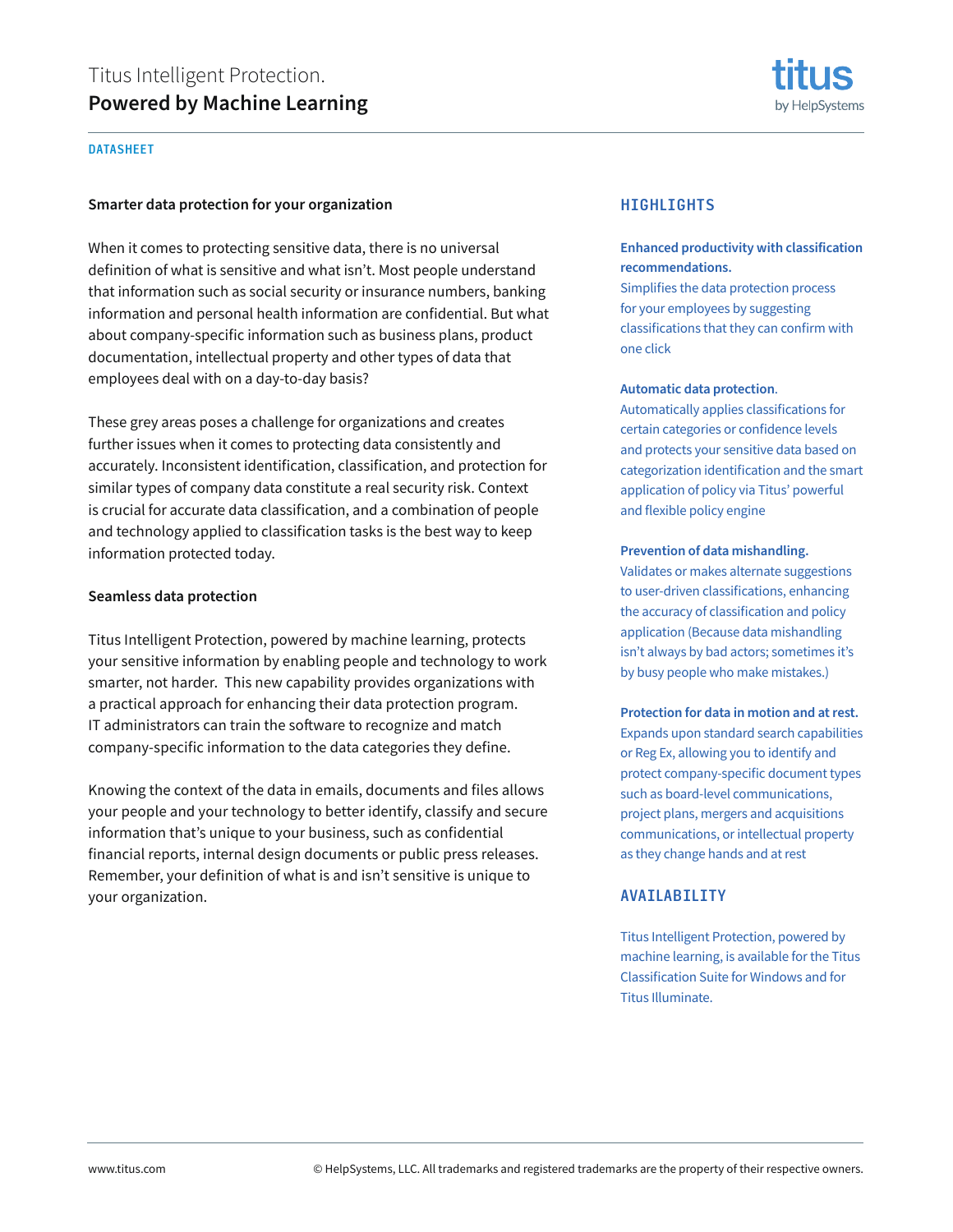# Titus Intelligent Protection.
# **Powered by Machine Learning**

titus
by HelpSystems

DATASHEET

## Smarter data protection for your organization

When it comes to protecting sensitive data, there is no universal definition of what is sensitive and what isn't. Most people understand that information such as social security or insurance numbers, banking information and personal health information are confidential. But what about company-specific information such as business plans, product documentation, intellectual property and other types of data that employees deal with on a day-to-day basis?

These grey areas poses a challenge for organizations and creates further issues when it comes to protecting data consistently and accurately. Inconsistent identification, classification, and protection for similar types of company data constitute a real security risk. Context is crucial for accurate data classification, and a combination of people and technology applied to classification tasks is the best way to keep information protected today.

## Seamless data protection

Titus Intelligent Protection, powered by machine learning, protects your sensitive information by enabling people and technology to work smarter, not harder. This new capability provides organizations with a practical approach for enhancing their data protection program. IT administrators can train the software to recognize and match company-specific information to the data categories they define.

Knowing the context of the data in emails, documents and files allows your people and your technology to better identify, classify and secure information that's unique to your business, such as confidential financial reports, internal design documents or public press releases. Remember, your definition of what is and isn't sensitive is unique to your organization.

## HIGHLIGHTS

**Enhanced productivity with classification recommendations.**
Simplifies the data protection process for your employees by suggesting classifications that they can confirm with one click

**Automatic data protection.**
Automatically applies classifications for certain categories or confidence levels and protects your sensitive data based on categorization identification and the smart application of policy via Titus' powerful and flexible policy engine

**Prevention of data mishandling.**
Validates or makes alternate suggestions to user-driven classifications, enhancing the accuracy of classification and policy application (Because data mishandling isn't always by bad actors; sometimes it's by busy people who make mistakes.)

**Protection for data in motion and at rest.**
Expands upon standard search capabilities or Reg Ex, allowing you to identify and protect company-specific document types such as board-level communications, project plans, mergers and acquisitions communications, or intellectual property as they change hands and at rest

## AVAILABILITY

Titus Intelligent Protection, powered by machine learning, is available for the Titus Classification Suite for Windows and for Titus Illuminate.

www.titus.com © HelpSystems, LLC. All trademarks and registered trademarks are the property of their respective owners.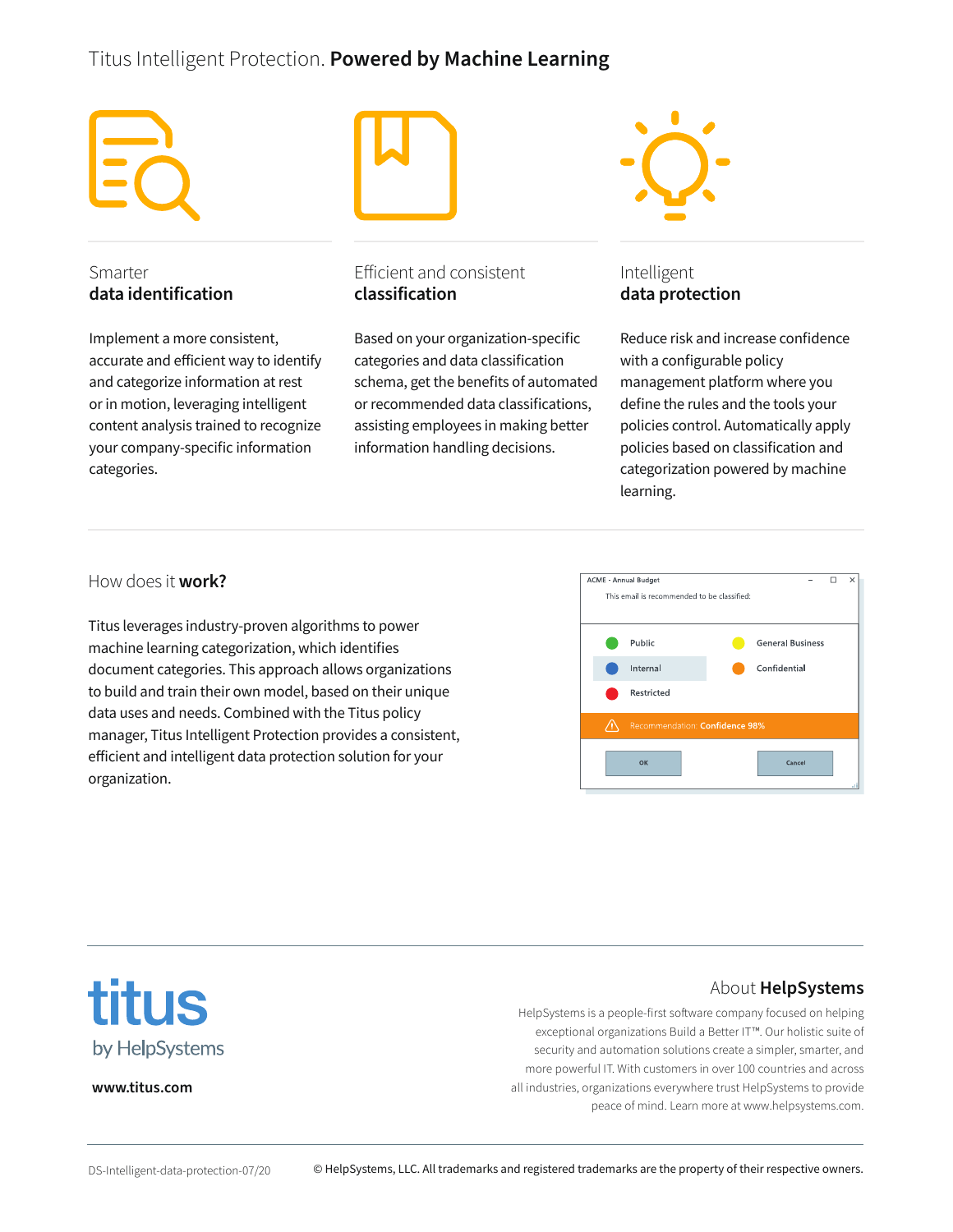## Titus Intelligent Protection. **Powered by Machine Learning**

### Smarter **data identification**

Implement a more consistent, accurate and efficient way to identify and categorize information at rest or in motion, leveraging intelligent content analysis trained to recognize your company-specific information categories.

### Efficient and consistent **classification**

Based on your organization-specific categories and data classification schema, get the benefits of automated or recommended data classifications, assisting employees in making better information handling decisions.

### Intelligent **data protection**

Reduce risk and increase confidence with a configurable policy management platform where you define the rules and the tools your policies control. Automatically apply policies based on classification and categorization powered by machine learning.

## How does it **work?**

Titus leverages industry-proven algorithms to power machine learning categorization, which identifies document categories. This approach allows organizations to build and train their own model, based on their unique data uses and needs. Combined with the Titus policy manager, Titus Intelligent Protection provides a consistent, efficient and intelligent data protection solution for your organization.

ACME - Annual Budget

This email is recommended to be classified:

Public
General Business
Internal
Confidential
Restricted

Recommendation: Confidence 98%

OK
Cancel

**titus**
by HelpSystems

**www.titus.com**

### About **HelpSystems**

HelpSystems is a people-first software company focused on helping exceptional organizations Build a Better IT™. Our holistic suite of security and automation solutions create a simpler, smarter, and more powerful IT. With customers in over 100 countries and across all industries, organizations everywhere trust HelpSystems to provide peace of mind. Learn more at www.helpsystems.com.

DS-Intelligent-data-protection-07/20

© HelpSystems, LLC. All trademarks and registered trademarks are the property of their respective owners.